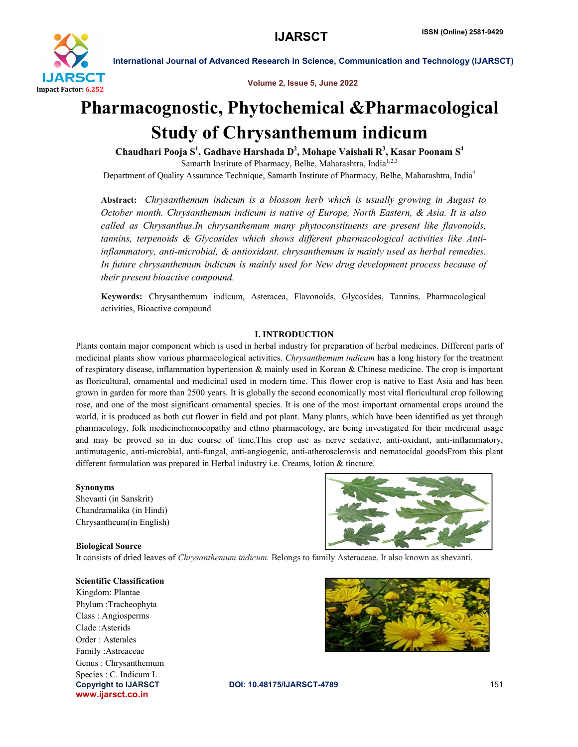# Pharmacognostic, Phytochemical &Pharmacological Study of Chrysanthemum indicum

**Chaudhari Pooja S[1], Gadhave Harshada D[2], Mohape Vaishali R[3], Kasar Poonam S[4]**

Samarth Institute of Pharmacy, Belhe, Maharashtra, India[1,2,3]

Department of Quality Assurance Technique, Samarth Institute of Pharmacy, Belhe, Maharashtra, India[4]

**Abstract:** *Chrysanthemum indicum is a blossom herb which is usually growing in August to October month. Chrysanthemum indicum is native of Europe, North Eastern, & Asia. It is also called as Chrysanthus.In chrysanthemum many phytoconstituents are present like flavonoids, tannins, terpenoids & Glycosides which shows different pharmacological activities like Anti-inflammatory, anti-microbial, & antioxidant. chrysanthemum is mainly used as herbal remedies. In future chrysanthemum indicum is mainly used for New drug development process because of their present bioactive compound.*

**Keywords:** Chrysanthemum indicum, Asteracea, Flavonoids, Glycosides, Tannins, Pharmacological activities, Bioactive compound

## I. INTRODUCTION

Plants contain major component which is used in herbal industry for preparation of herbal medicines. Different parts of medicinal plants show various pharmacological activities. *Chrysanthemum indicum* has a long history for the treatment of respiratory disease, inflammation hypertension & mainly used in Korean & Chinese medicine. The crop is important as floricultural, ornamental and medicinal used in modern time. This flower crop is native to East Asia and has been grown in garden for more than 2500 years. It is globally the second economically most vital floricultural crop following rose, and one of the most significant ornamental species. It is one of the most important ornamental crops around the world, it is produced as both cut flower in field and pot plant. Many plants, which have been identified as yet through pharmacology, folk medicinehomoeopathy and ethno pharmacology, are being investigated for their medicinal usage and may be proved so in due course of time.This crop use as nerve sedative, anti-oxidant, anti-inflammatory, antimutagenic, anti-microbial, anti-fungal, anti-angiogenic, anti-atherosclerosis and nematocidal goodsFrom this plant different formulation was prepared in Herbal industry i.e. Creams, lotion & tincture.

**Synonyms**

Shevanti (in Sanskrit)
Chandramalika (in Hindi)
Chrysantheum(in English)

**Biological Source**

It consists of dried leaves of *Chrysanthemum indicum.* Belongs to family Asteraceae. It also known as shevanti.

**Scientific Classification**

Kingdom: Plantae
Phylum :Tracheophyta
Class : Angiosperms
Clade :Asterids
Order : Asterales
Family :Astreaceae
Genus : Chrysanthemum
Species : C. Indicum L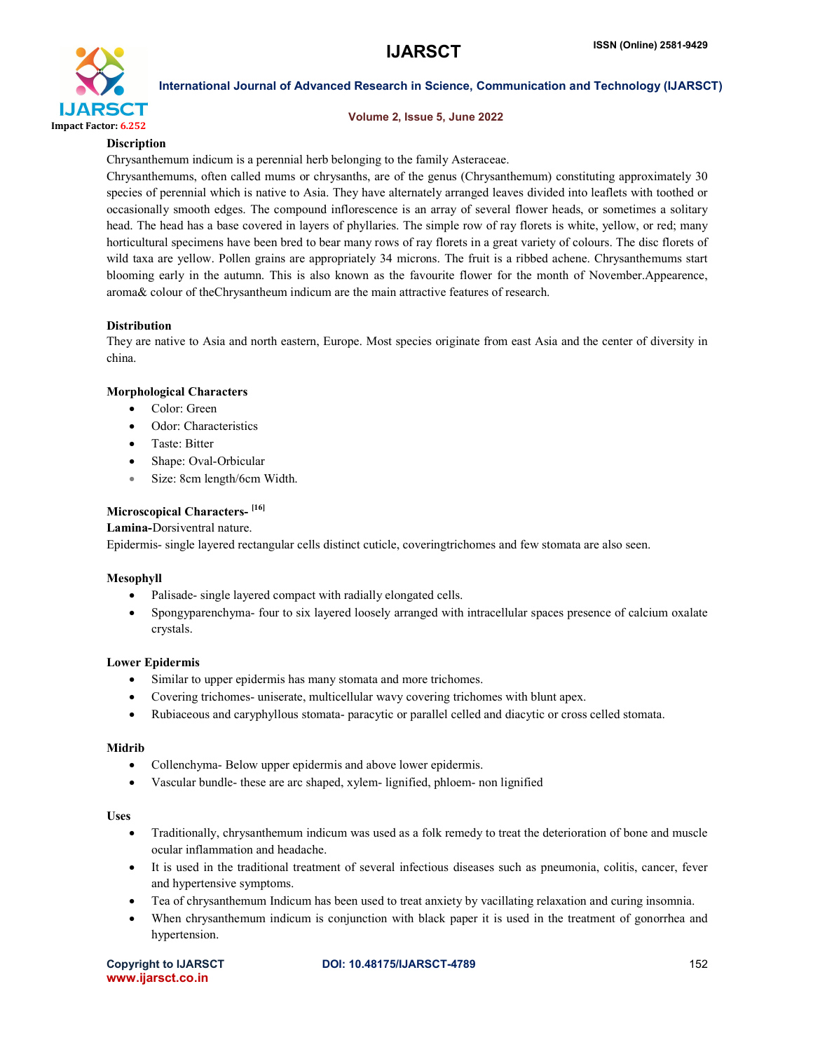**Discription**

Chrysanthemum indicum is a perennial herb belonging to the family Asteraceae.

Chrysanthemums, often called mums or chrysanths, are of the genus (Chrysanthemum) constituting approximately 30 species of perennial which is native to Asia. They have alternately arranged leaves divided into leaflets with toothed or occasionally smooth edges. The compound inflorescence is an array of several flower heads, or sometimes a solitary head. The head has a base covered in layers of phyllaries. The simple row of ray florets is white, yellow, or red; many horticultural specimens have been bred to bear many rows of ray florets in a great variety of colours. The disc florets of wild taxa are yellow. Pollen grains are appropriately 34 microns. The fruit is a ribbed achene. Chrysanthemums start blooming early in the autumn. This is also known as the favourite flower for the month of November.Appearence, aroma& colour of theChrysantheum indicum are the main attractive features of research.

**Distribution**

They are native to Asia and north eastern, Europe. Most species originate from east Asia and the center of diversity in china.

**Morphological Characters**

- Color: Green
- Odor: Characteristics
- Taste: Bitter
- Shape: Oval-Orbicular
- Size: 8cm length/6cm Width.

**Microscopical Characters-** [16]

**Lamina-**Dorsiventral nature.

Epidermis- single layered rectangular cells distinct cuticle, coveringtrichomes and few stomata are also seen.

**Mesophyll**

- Palisade- single layered compact with radially elongated cells.
- Spongyparenchyma- four to six layered loosely arranged with intracellular spaces presence of calcium oxalate crystals.

**Lower Epidermis**

- Similar to upper epidermis has many stomata and more trichomes.
- Covering trichomes- uniserate, multicellular wavy covering trichomes with blunt apex.
- Rubiaceous and caryphyllous stomata- paracytic or parallel celled and diacytic or cross celled stomata.

**Midrib**

- Collenchyma- Below upper epidermis and above lower epidermis.
- Vascular bundle- these are arc shaped, xylem- lignified, phloem- non lignified

**Uses**

- Traditionally, chrysanthemum indicum was used as a folk remedy to treat the deterioration of bone and muscle ocular inflammation and headache.
- It is used in the traditional treatment of several infectious diseases such as pneumonia, colitis, cancer, fever and hypertensive symptoms.
- Tea of chrysanthemum Indicum has been used to treat anxiety by vacillating relaxation and curing insomnia.
- When chrysanthemum indicum is conjunction with black paper it is used in the treatment of gonorrhea and hypertension.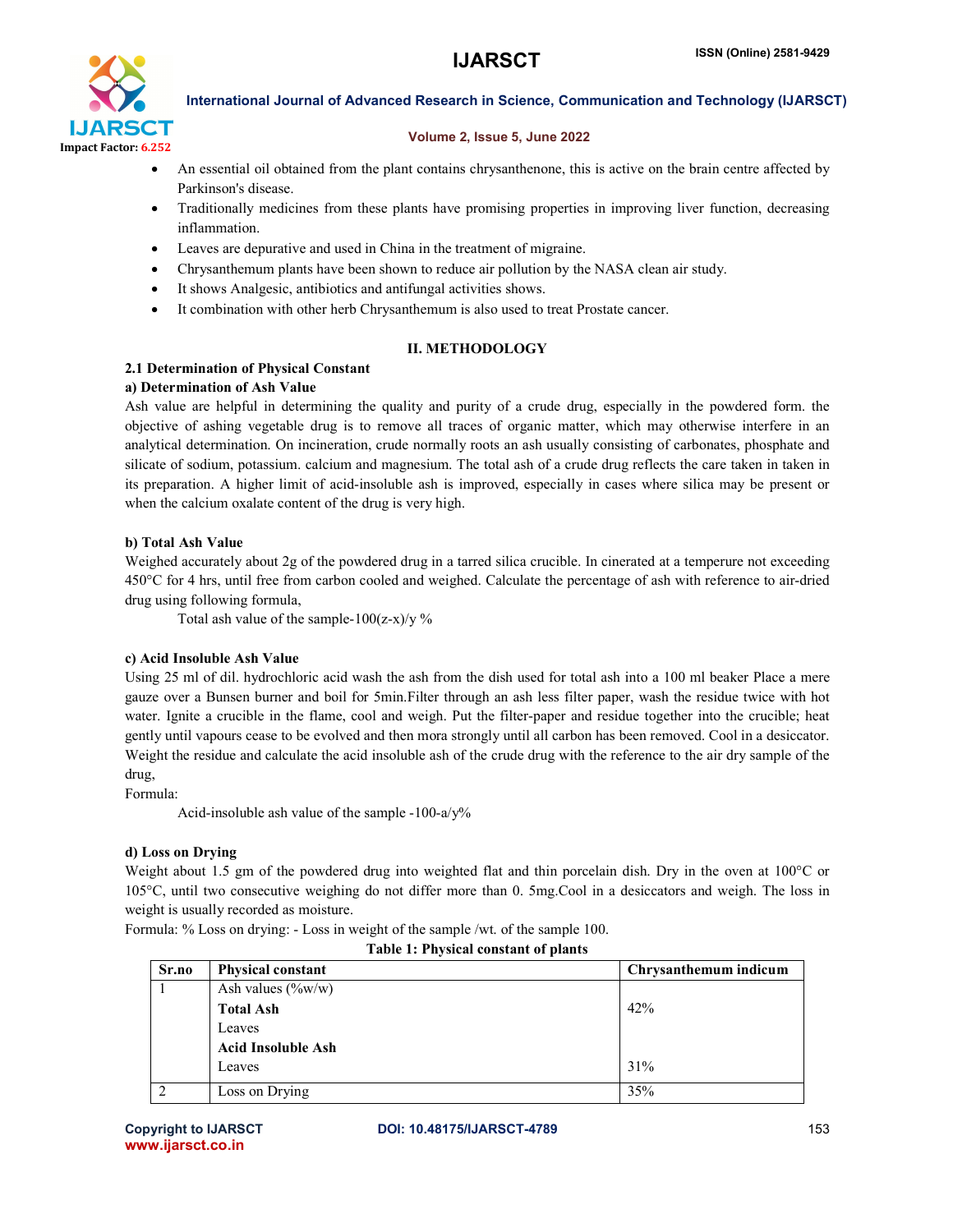- An essential oil obtained from the plant contains chrysanthenone, this is active on the brain centre affected by Parkinson's disease.
- Traditionally medicines from these plants have promising properties in improving liver function, decreasing inflammation.
- Leaves are depurative and used in China in the treatment of migraine.
- Chrysanthemum plants have been shown to reduce air pollution by the NASA clean air study.
- It shows Analgesic, antibiotics and antifungal activities shows.
- It combination with other herb Chrysanthemum is also used to treat Prostate cancer.

## II. METHODOLOGY

### 2.1 Determination of Physical Constant

**a) Determination of Ash Value**

Ash value are helpful in determining the quality and purity of a crude drug, especially in the powdered form. the objective of ashing vegetable drug is to remove all traces of organic matter, which may otherwise interfere in an analytical determination. On incineration, crude normally roots an ash usually consisting of carbonates, phosphate and silicate of sodium, potassium. calcium and magnesium. The total ash of a crude drug reflects the care taken in taken in its preparation. A higher limit of acid-insoluble ash is improved, especially in cases where silica may be present or when the calcium oxalate content of the drug is very high.

**b) Total Ash Value**

Weighed accurately about 2g of the powdered drug in a tarred silica crucible. In cinerated at a temperure not exceeding 450°C for 4 hrs, until free from carbon cooled and weighed. Calculate the percentage of ash with reference to air-dried drug using following formula,

Total ash value of the sample-100(z-x)/y %

**c) Acid Insoluble Ash Value**

Using 25 ml of dil. hydrochloric acid wash the ash from the dish used for total ash into a 100 ml beaker Place a mere gauze over a Bunsen burner and boil for 5min.Filter through an ash less filter paper, wash the residue twice with hot water. Ignite a crucible in the flame, cool and weigh. Put the filter-paper and residue together into the crucible; heat gently until vapours cease to be evolved and then mora strongly until all carbon has been removed. Cool in a desiccator. Weight the residue and calculate the acid insoluble ash of the crude drug with the reference to the air dry sample of the drug,

Formula:

Acid-insoluble ash value of the sample -100-a/y%

**d) Loss on Drying**

Weight about 1.5 gm of the powdered drug into weighted flat and thin porcelain dish. Dry in the oven at 100°C or 105°C, until two consecutive weighing do not differ more than 0. 5mg.Cool in a desiccators and weigh. The loss in weight is usually recorded as moisture.

Formula: % Loss on drying: - Loss in weight of the sample /wt. of the sample 100.

**Table 1: Physical constant of plants**

| Sr.no | Physical constant | Chrysanthemum indicum |
|---|---|---|
| 1 | Ash values (%w/w) | |
| | **Total Ash** | 42% |
| | Leaves | |
| | **Acid Insoluble Ash** | |
| | Leaves | 31% |
| 2 | Loss on Drying | 35% |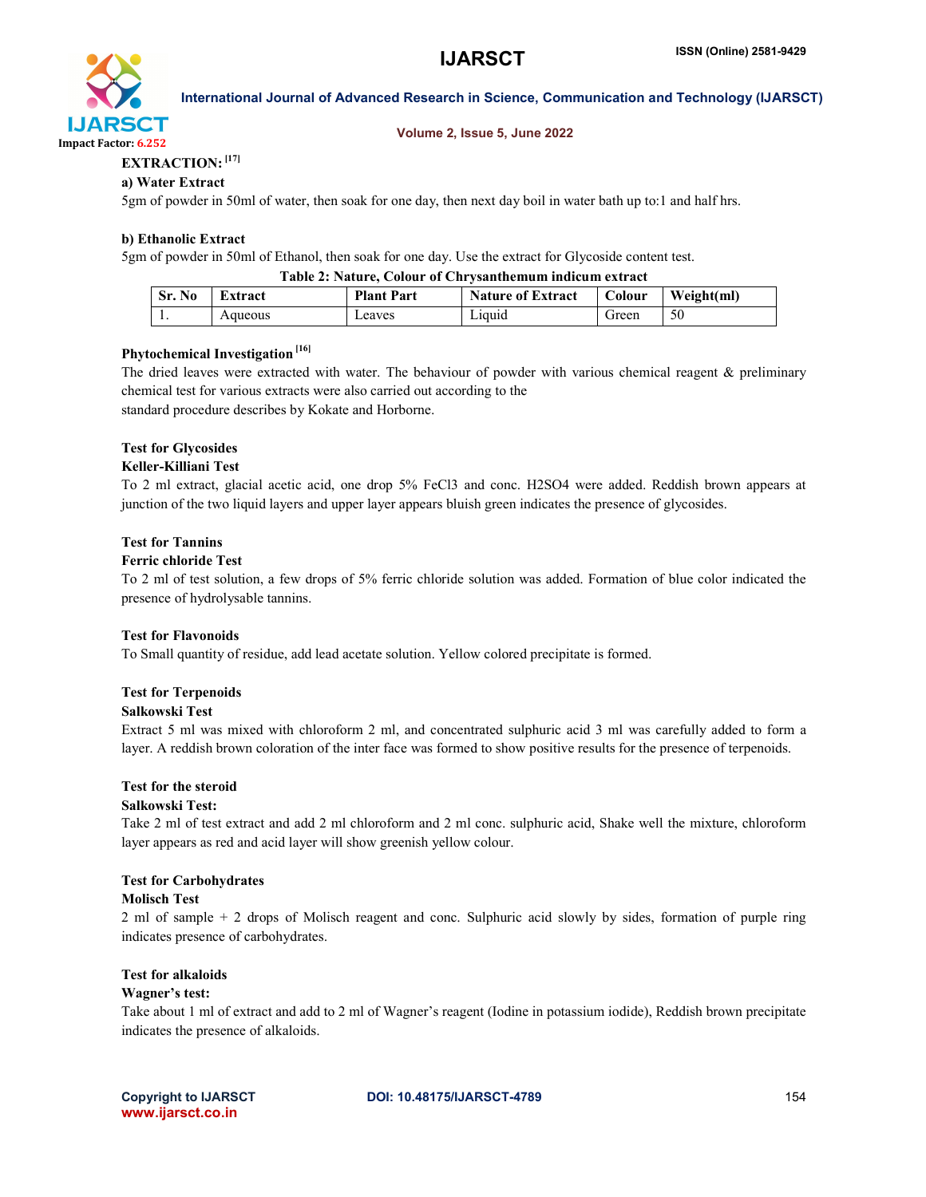**EXTRACTION:** [17]

**a) Water Extract**

5gm of powder in 50ml of water, then soak for one day, then next day boil in water bath up to:1 and half hrs.

**b) Ethanolic Extract**

5gm of powder in 50ml of Ethanol, then soak for one day. Use the extract for Glycoside content test.

**Table 2: Nature, Colour of Chrysanthemum indicum extract**

| Sr. No | Extract | Plant Part | Nature of Extract | Colour | Weight(ml) |
|---|---|---|---|---|---|
| 1. | Aqueous | Leaves | Liquid | Green | 50 |

**Phytochemical Investigation** [16]

The dried leaves were extracted with water. The behaviour of powder with various chemical reagent & preliminary chemical test for various extracts were also carried out according to the
standard procedure describes by Kokate and Horborne.

**Test for Glycosides**

**Keller-Killiani Test**

To 2 ml extract, glacial acetic acid, one drop 5% $FeCl_3$ and conc. $H_2SO_4$ were added. Reddish brown appears at junction of the two liquid layers and upper layer appears bluish green indicates the presence of glycosides.

**Test for Tannins**

**Ferric chloride Test**

To 2 ml of test solution, a few drops of 5% ferric chloride solution was added. Formation of blue color indicated the presence of hydrolysable tannins.

**Test for Flavonoids**

To Small quantity of residue, add lead acetate solution. Yellow colored precipitate is formed.

**Test for Terpenoids**

**Salkowski Test**

Extract 5 ml was mixed with chloroform 2 ml, and concentrated sulphuric acid 3 ml was carefully added to form a layer. A reddish brown coloration of the inter face was formed to show positive results for the presence of terpenoids.

**Test for the steroid**

**Salkowski Test:**

Take 2 ml of test extract and add 2 ml chloroform and 2 ml conc. sulphuric acid, Shake well the mixture, chloroform layer appears as red and acid layer will show greenish yellow colour.

**Test for Carbohydrates**

**Molisch Test**

2 ml of sample + 2 drops of Molisch reagent and conc. Sulphuric acid slowly by sides, formation of purple ring indicates presence of carbohydrates.

**Test for alkaloids**

**Wagner's test:**

Take about 1 ml of extract and add to 2 ml of Wagner's reagent (Iodine in potassium iodide), Reddish brown precipitate indicates the presence of alkaloids.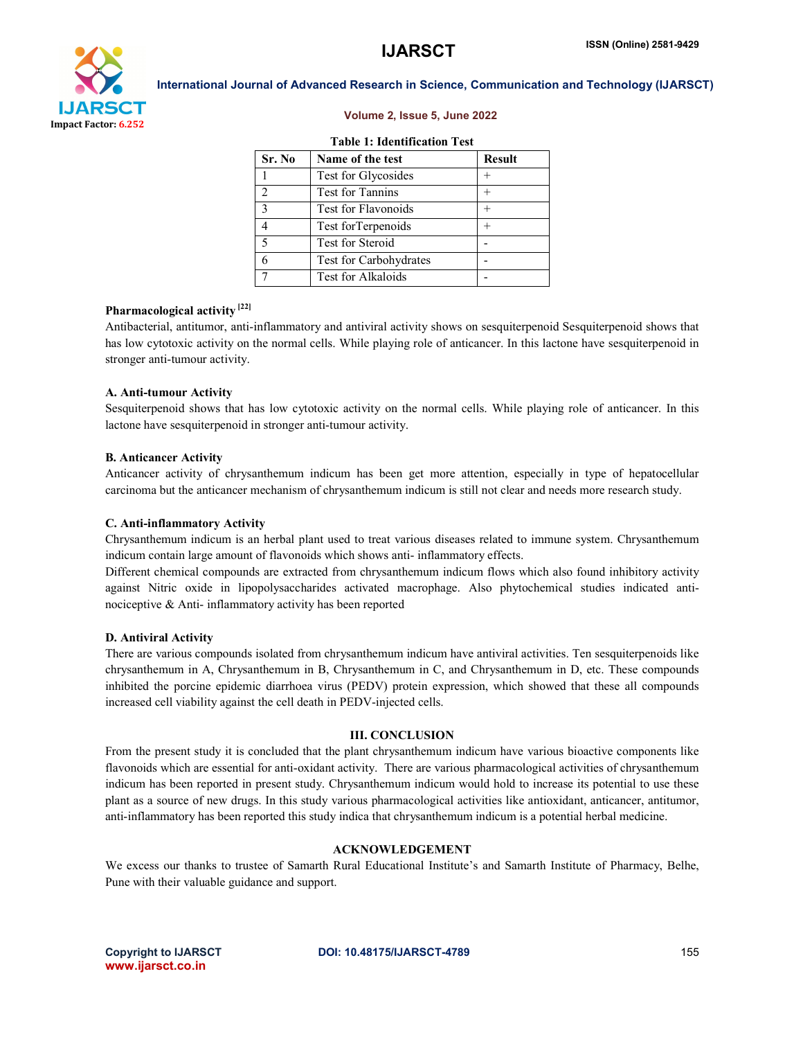**Table 1: Identification Test**

| Sr. No | Name of the test | Result |
|---|---|---|
| 1 | Test for Glycosides | + |
| 2 | Test for Tannins | + |
| 3 | Test for Flavonoids | + |
| 4 | Test forTerpenoids | + |
| 5 | Test for Steroid | - |
| 6 | Test for Carbohydrates | - |
| 7 | Test for Alkaloids | - |

**Pharmacological activity [22]**

Antibacterial, antitumor, anti-inflammatory and antiviral activity shows on sesquiterpenoid Sesquiterpenoid shows that has low cytotoxic activity on the normal cells. While playing role of anticancer. In this lactone have sesquiterpenoid in stronger anti-tumour activity.

**A. Anti-tumour Activity**

Sesquiterpenoid shows that has low cytotoxic activity on the normal cells. While playing role of anticancer. In this lactone have sesquiterpenoid in stronger anti-tumour activity.

**B. Anticancer Activity**

Anticancer activity of chrysanthemum indicum has been get more attention, especially in type of hepatocellular carcinoma but the anticancer mechanism of chrysanthemum indicum is still not clear and needs more research study.

**C. Anti-inflammatory Activity**

Chrysanthemum indicum is an herbal plant used to treat various diseases related to immune system. Chrysanthemum indicum contain large amount of flavonoids which shows anti- inflammatory effects.

Different chemical compounds are extracted from chrysanthemum indicum flows which also found inhibitory activity against Nitric oxide in lipopolysaccharides activated macrophage. Also phytochemical studies indicated anti-nociceptive & Anti- inflammatory activity has been reported

**D. Antiviral Activity**

There are various compounds isolated from chrysanthemum indicum have antiviral activities. Ten sesquiterpenoids like chrysanthemum in A, Chrysanthemum in B, Chrysanthemum in C, and Chrysanthemum in D, etc. These compounds inhibited the porcine epidemic diarrhoea virus (PEDV) protein expression, which showed that these all compounds increased cell viability against the cell death in PEDV-injected cells.

## III. CONCLUSION

From the present study it is concluded that the plant chrysanthemum indicum have various bioactive components like flavonoids which are essential for anti-oxidant activity. There are various pharmacological activities of chrysanthemum indicum has been reported in present study. Chrysanthemum indicum would hold to increase its potential to use these plant as a source of new drugs. In this study various pharmacological activities like antioxidant, anticancer, antitumor, anti-inflammatory has been reported this study indica that chrysanthemum indicum is a potential herbal medicine.

## ACKNOWLEDGEMENT

We excess our thanks to trustee of Samarth Rural Educational Institute's and Samarth Institute of Pharmacy, Belhe, Pune with their valuable guidance and support.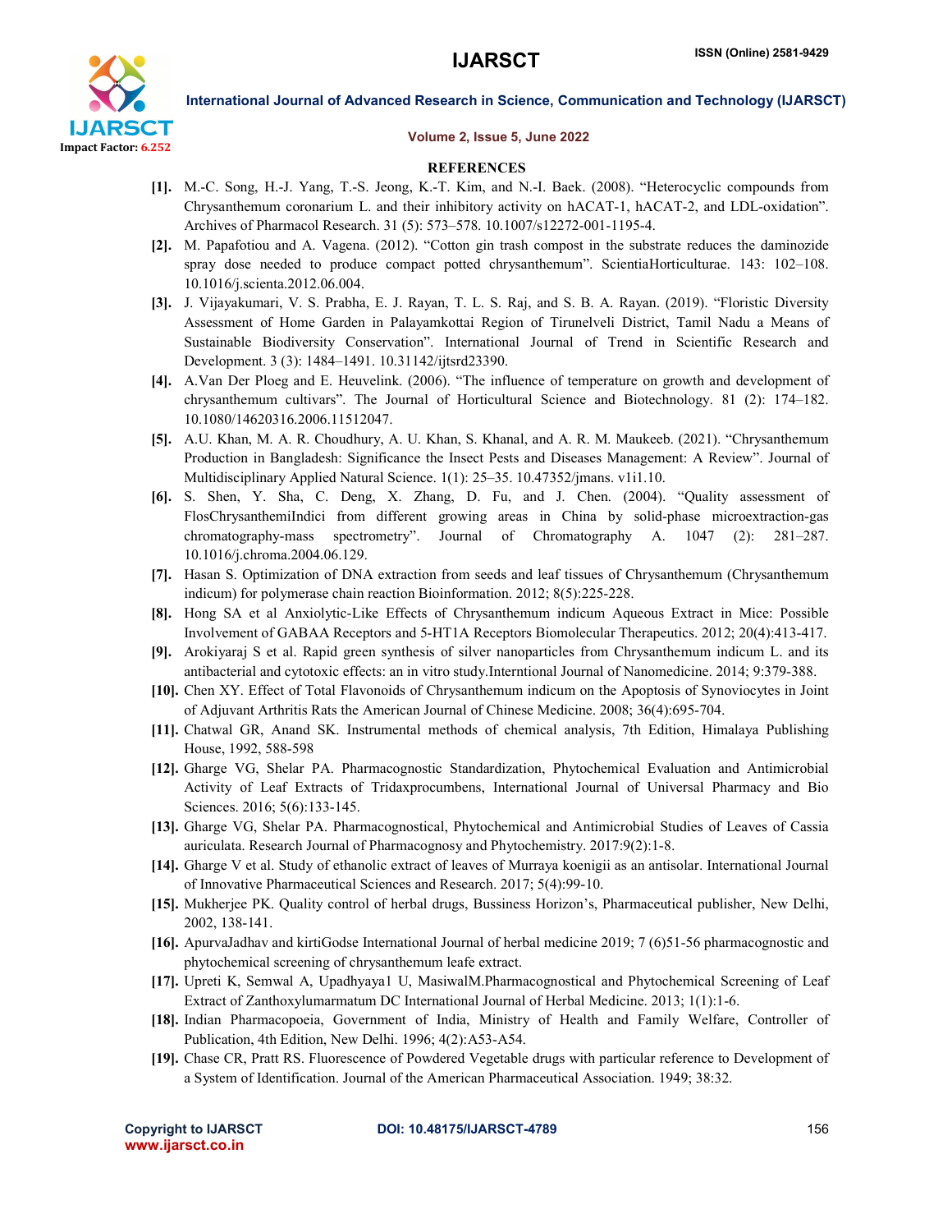## REFERENCES

[1]. M.-C. Song, H.-J. Yang, T.-S. Jeong, K.-T. Kim, and N.-I. Baek. (2008). "Heterocyclic compounds from Chrysanthemum coronarium L. and their inhibitory activity on hACAT-1, hACAT-2, and LDL-oxidation". Archives of Pharmacol Research. 31 (5): 573–578. 10.1007/s12272-001-1195-4.

[2]. M. Papafotiou and A. Vagena. (2012). "Cotton gin trash compost in the substrate reduces the daminozide spray dose needed to produce compact potted chrysanthemum". ScientiaHorticulturae. 143: 102–108. 10.1016/j.scienta.2012.06.004.

[3]. J. Vijayakumari, V. S. Prabha, E. J. Rayan, T. L. S. Raj, and S. B. A. Rayan. (2019). "Floristic Diversity Assessment of Home Garden in Palayamkottai Region of Tirunelveli District, Tamil Nadu a Means of Sustainable Biodiversity Conservation". International Journal of Trend in Scientific Research and Development. 3 (3): 1484–1491. 10.31142/ijtsrd23390.

[4]. A.Van Der Ploeg and E. Heuvelink. (2006). "The influence of temperature on growth and development of chrysanthemum cultivars". The Journal of Horticultural Science and Biotechnology. 81 (2): 174–182. 10.1080/14620316.2006.11512047.

[5]. A.U. Khan, M. A. R. Choudhury, A. U. Khan, S. Khanal, and A. R. M. Maukeeb. (2021). "Chrysanthemum Production in Bangladesh: Significance the Insect Pests and Diseases Management: A Review". Journal of Multidisciplinary Applied Natural Science. 1(1): 25–35. 10.47352/jmans. v1i1.10.

[6]. S. Shen, Y. Sha, C. Deng, X. Zhang, D. Fu, and J. Chen. (2004). "Quality assessment of FlosChrysanthemiIndici from different growing areas in China by solid-phase microextraction-gas chromatography-mass spectrometry". Journal of Chromatography A. 1047 (2): 281–287. 10.1016/j.chroma.2004.06.129.

[7]. Hasan S. Optimization of DNA extraction from seeds and leaf tissues of Chrysanthemum (Chrysanthemum indicum) for polymerase chain reaction Bioinformation. 2012; 8(5):225-228.

[8]. Hong SA et al Anxiolytic-Like Effects of Chrysanthemum indicum Aqueous Extract in Mice: Possible Involvement of GABAA Receptors and 5-HT1A Receptors Biomolecular Therapeutics. 2012; 20(4):413-417.

[9]. Arokiyaraj S et al. Rapid green synthesis of silver nanoparticles from Chrysanthemum indicum L. and its antibacterial and cytotoxic effects: an in vitro study.Interntional Journal of Nanomedicine. 2014; 9:379-388.

[10]. Chen XY. Effect of Total Flavonoids of Chrysanthemum indicum on the Apoptosis of Synoviocytes in Joint of Adjuvant Arthritis Rats the American Journal of Chinese Medicine. 2008; 36(4):695-704.

[11]. Chatwal GR, Anand SK. Instrumental methods of chemical analysis, 7th Edition, Himalaya Publishing House, 1992, 588-598

[12]. Gharge VG, Shelar PA. Pharmacognostic Standardization, Phytochemical Evaluation and Antimicrobial Activity of Leaf Extracts of Tridaxprocumbens, International Journal of Universal Pharmacy and Bio Sciences. 2016; 5(6):133-145.

[13]. Gharge VG, Shelar PA. Pharmacognostical, Phytochemical and Antimicrobial Studies of Leaves of Cassia auriculata. Research Journal of Pharmacognosy and Phytochemistry. 2017:9(2):1-8.

[14]. Gharge V et al. Study of ethanolic extract of leaves of Murraya koenigii as an antisolar. International Journal of Innovative Pharmaceutical Sciences and Research. 2017; 5(4):99-10.

[15]. Mukherjee PK. Quality control of herbal drugs, Bussiness Horizon's, Pharmaceutical publisher, New Delhi, 2002, 138-141.

[16]. ApurvaJadhav and kirtiGodse International Journal of herbal medicine 2019; 7 (6)51-56 pharmacognostic and phytochemical screening of chrysanthemum leafe extract.

[17]. Upreti K, Semwal A, Upadhyaya1 U, MasiwalM.Pharmacognostical and Phytochemical Screening of Leaf Extract of Zanthoxylumarmatum DC International Journal of Herbal Medicine. 2013; 1(1):1-6.

[18]. Indian Pharmacopoeia, Government of India, Ministry of Health and Family Welfare, Controller of Publication, 4th Edition, New Delhi. 1996; 4(2):A53-A54.

[19]. Chase CR, Pratt RS. Fluorescence of Powdered Vegetable drugs with particular reference to Development of a System of Identification. Journal of the American Pharmaceutical Association. 1949; 38:32.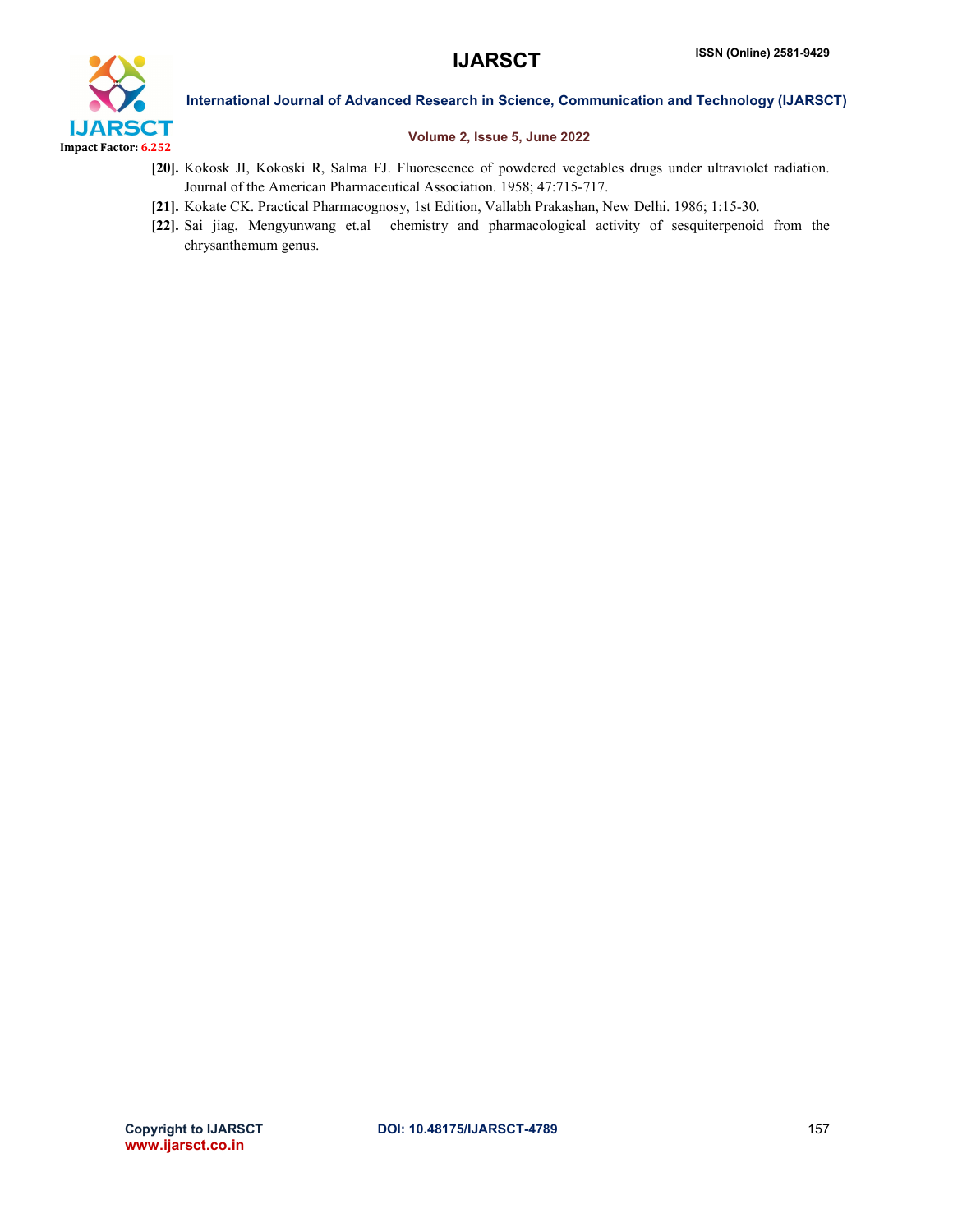[20]. Kokosk JI, Kokoski R, Salma FJ. Fluorescence of powdered vegetables drugs under ultraviolet radiation. Journal of the American Pharmaceutical Association. 1958; 47:715-717.

[21]. Kokate CK. Practical Pharmacognosy, 1st Edition, Vallabh Prakashan, New Delhi. 1986; 1:15-30.

[22]. Sai jiag, Mengyunwang et.al chemistry and pharmacological activity of sesquiterpenoid from the chrysanthemum genus.